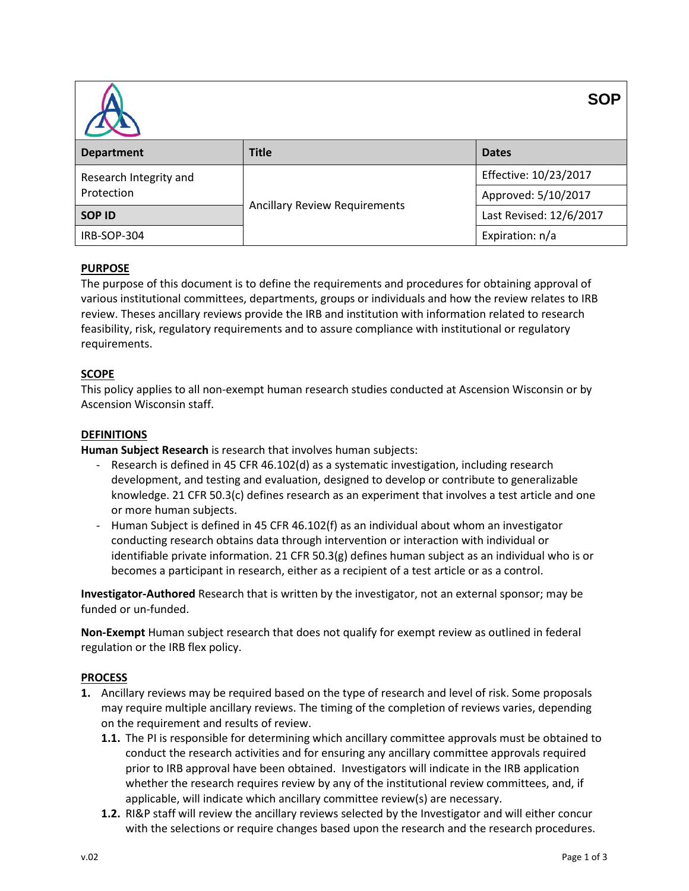| | | SOP |
|---|---|---|
| **Department** | **Title** | **Dates** |
| Research Integrity and Protection | Ancillary Review Requirements | Effective: 10/23/2017 |
| | | Approved: 5/10/2017 |
| **SOP ID** | | Last Revised: 12/6/2017 |
| IRB-SOP-304 | | Expiration: n/a |

## PURPOSE

The purpose of this document is to define the requirements and procedures for obtaining approval of various institutional committees, departments, groups or individuals and how the review relates to IRB review. Theses ancillary reviews provide the IRB and institution with information related to research feasibility, risk, regulatory requirements and to assure compliance with institutional or regulatory requirements.

## SCOPE

This policy applies to all non-exempt human research studies conducted at Ascension Wisconsin or by Ascension Wisconsin staff.

## DEFINITIONS

**Human Subject Research** is research that involves human subjects:

- Research is defined in 45 CFR 46.102(d) as a systematic investigation, including research development, and testing and evaluation, designed to develop or contribute to generalizable knowledge. 21 CFR 50.3(c) defines research as an experiment that involves a test article and one or more human subjects.
- Human Subject is defined in 45 CFR 46.102(f) as an individual about whom an investigator conducting research obtains data through intervention or interaction with individual or identifiable private information. 21 CFR 50.3(g) defines human subject as an individual who is or becomes a participant in research, either as a recipient of a test article or as a control.

**Investigator-Authored** Research that is written by the investigator, not an external sponsor; may be funded or un-funded.

**Non-Exempt** Human subject research that does not qualify for exempt review as outlined in federal regulation or the IRB flex policy.

## PROCESS

1. Ancillary reviews may be required based on the type of research and level of risk. Some proposals may require multiple ancillary reviews. The timing of the completion of reviews varies, depending on the requirement and results of review.
   - **1.1.** The PI is responsible for determining which ancillary committee approvals must be obtained to conduct the research activities and for ensuring any ancillary committee approvals required prior to IRB approval have been obtained. Investigators will indicate in the IRB application whether the research requires review by any of the institutional review committees, and, if applicable, will indicate which ancillary committee review(s) are necessary.
   - **1.2.** RI&P staff will review the ancillary reviews selected by the Investigator and will either concur with the selections or require changes based upon the research and the research procedures.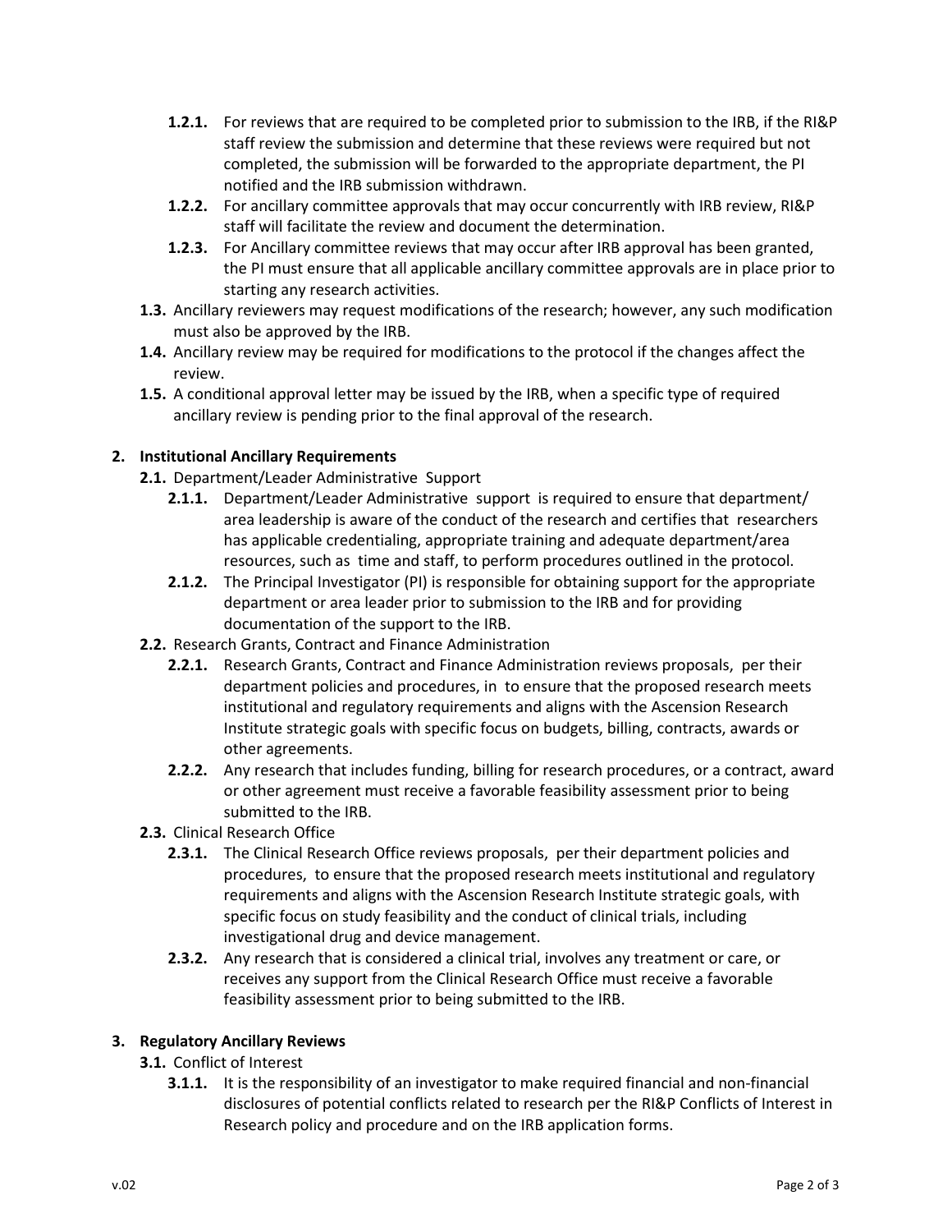- **1.2.1.** For reviews that are required to be completed prior to submission to the IRB, if the RI&P staff review the submission and determine that these reviews were required but not completed, the submission will be forwarded to the appropriate department, the PI notified and the IRB submission withdrawn.
- **1.2.2.** For ancillary committee approvals that may occur concurrently with IRB review, RI&P staff will facilitate the review and document the determination.
- **1.2.3.** For Ancillary committee reviews that may occur after IRB approval has been granted, the PI must ensure that all applicable ancillary committee approvals are in place prior to starting any research activities.

**1.3.** Ancillary reviewers may request modifications of the research; however, any such modification must also be approved by the IRB.

**1.4.** Ancillary review may be required for modifications to the protocol if the changes affect the review.

**1.5.** A conditional approval letter may be issued by the IRB, when a specific type of required ancillary review is pending prior to the final approval of the research.

## 2. Institutional Ancillary Requirements

**2.1.** Department/Leader Administrative Support

- **2.1.1.** Department/Leader Administrative support is required to ensure that department/ area leadership is aware of the conduct of the research and certifies that researchers has applicable credentialing, appropriate training and adequate department/area resources, such as time and staff, to perform procedures outlined in the protocol.
- **2.1.2.** The Principal Investigator (PI) is responsible for obtaining support for the appropriate department or area leader prior to submission to the IRB and for providing documentation of the support to the IRB.

**2.2.** Research Grants, Contract and Finance Administration

- **2.2.1.** Research Grants, Contract and Finance Administration reviews proposals, per their department policies and procedures, in to ensure that the proposed research meets institutional and regulatory requirements and aligns with the Ascension Research Institute strategic goals with specific focus on budgets, billing, contracts, awards or other agreements.
- **2.2.2.** Any research that includes funding, billing for research procedures, or a contract, award or other agreement must receive a favorable feasibility assessment prior to being submitted to the IRB.

**2.3.** Clinical Research Office

- **2.3.1.** The Clinical Research Office reviews proposals, per their department policies and procedures, to ensure that the proposed research meets institutional and regulatory requirements and aligns with the Ascension Research Institute strategic goals, with specific focus on study feasibility and the conduct of clinical trials, including investigational drug and device management.
- **2.3.2.** Any research that is considered a clinical trial, involves any treatment or care, or receives any support from the Clinical Research Office must receive a favorable feasibility assessment prior to being submitted to the IRB.

## 3. Regulatory Ancillary Reviews

**3.1.** Conflict of Interest

- **3.1.1.** It is the responsibility of an investigator to make required financial and non-financial disclosures of potential conflicts related to research per the RI&P Conflicts of Interest in Research policy and procedure and on the IRB application forms.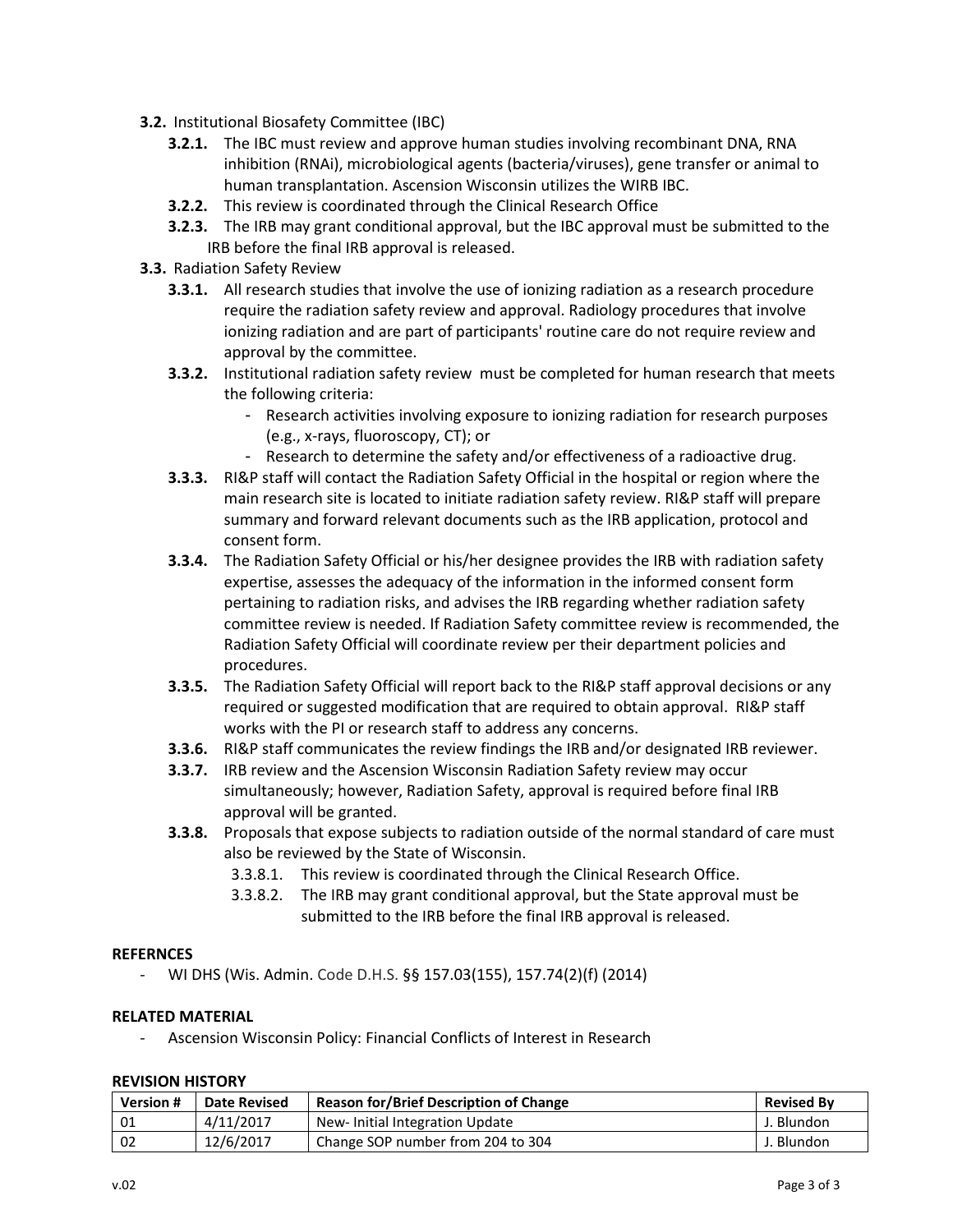- **3.2.** Institutional Biosafety Committee (IBC)
  - **3.2.1.** The IBC must review and approve human studies involving recombinant DNA, RNA inhibition (RNAi), microbiological agents (bacteria/viruses), gene transfer or animal to human transplantation. Ascension Wisconsin utilizes the WIRB IBC.
  - **3.2.2.** This review is coordinated through the Clinical Research Office
  - **3.2.3.** The IRB may grant conditional approval, but the IBC approval must be submitted to the IRB before the final IRB approval is released.
- **3.3.** Radiation Safety Review
  - **3.3.1.** All research studies that involve the use of ionizing radiation as a research procedure require the radiation safety review and approval. Radiology procedures that involve ionizing radiation and are part of participants' routine care do not require review and approval by the committee.
  - **3.3.2.** Institutional radiation safety review must be completed for human research that meets the following criteria:
    - Research activities involving exposure to ionizing radiation for research purposes (e.g., x-rays, fluoroscopy, CT); or
    - Research to determine the safety and/or effectiveness of a radioactive drug.
  - **3.3.3.** RI&P staff will contact the Radiation Safety Official in the hospital or region where the main research site is located to initiate radiation safety review. RI&P staff will prepare summary and forward relevant documents such as the IRB application, protocol and consent form.
  - **3.3.4.** The Radiation Safety Official or his/her designee provides the IRB with radiation safety expertise, assesses the adequacy of the information in the informed consent form pertaining to radiation risks, and advises the IRB regarding whether radiation safety committee review is needed. If Radiation Safety committee review is recommended, the Radiation Safety Official will coordinate review per their department policies and procedures.
  - **3.3.5.** The Radiation Safety Official will report back to the RI&P staff approval decisions or any required or suggested modification that are required to obtain approval. RI&P staff works with the PI or research staff to address any concerns.
  - **3.3.6.** RI&P staff communicates the review findings the IRB and/or designated IRB reviewer.
  - **3.3.7.** IRB review and the Ascension Wisconsin Radiation Safety review may occur simultaneously; however, Radiation Safety, approval is required before final IRB approval will be granted.
  - **3.3.8.** Proposals that expose subjects to radiation outside of the normal standard of care must also be reviewed by the State of Wisconsin.
    - 3.3.8.1. This review is coordinated through the Clinical Research Office.
    - 3.3.8.2. The IRB may grant conditional approval, but the State approval must be submitted to the IRB before the final IRB approval is released.

**REFERNCES**

- WI DHS (Wis. Admin. Code D.H.S. §§ 157.03(155), 157.74(2)(f) (2014)

**RELATED MATERIAL**

- Ascension Wisconsin Policy: Financial Conflicts of Interest in Research

**REVISION HISTORY**

| Version # | Date Revised | Reason for/Brief Description of Change | Revised By |
|---|---|---|---|
| 01 | 4/11/2017 | New- Initial Integration Update | J. Blundon |
| 02 | 12/6/2017 | Change SOP number from 204 to 304 | J. Blundon |